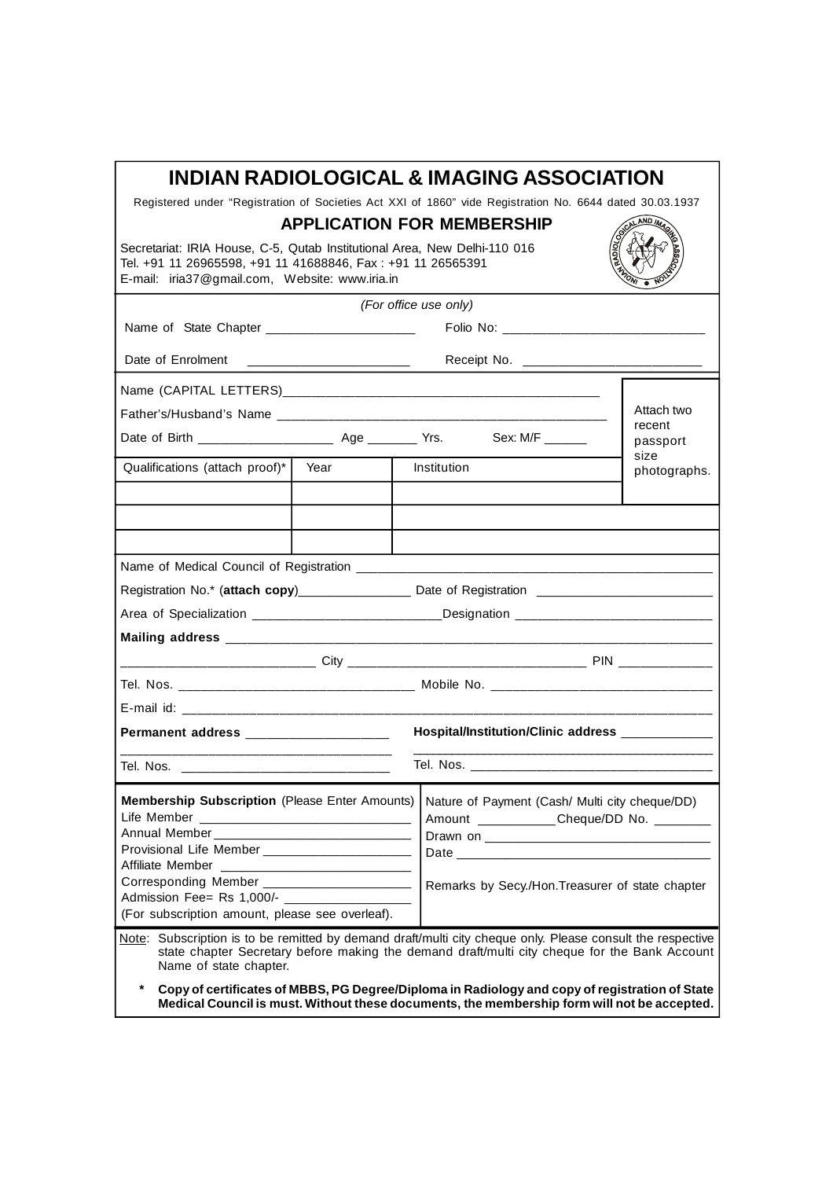# INDIAN RADIOLOGICAL & IMAGING ASSOCIATION

Registered under "Registration of Societies Act XXI of 1860" vide Registration No. 6644 dated 30.03.1937

## APPLICATION FOR MEMBERSHIP

Secretariat: IRIA House, C-5, Qutab Institutional Area, New Delhi-110 016
Tel. +91 11 26965598, +91 11 41688846, Fax : +91 11 26565391
E-mail: iria37@gmail.com, Website: www.iria.in

*(For office use only)*

Name of State Chapter ____________________ Folio No: ____________________________

Date of Enrolment ______________________ Receipt No. _________________________

Name (CAPITAL LETTERS)_____________________________________________

Father's/Husband's Name _____________________________________________

Date of Birth __________________ Age _______ Yrs. Sex: M/F ______

Attach two recent passport size photographs.

| Qualifications (attach proof)* | Year | Institution |
|---|---|---|
| | | |
| | | |
| | | |

Name of Medical Council of Registration _______________________________________________

Registration No.* (**attach copy**)________________ Date of Registration ________________________

Area of Specialization __________________________Designation ___________________________

**Mailing address** _______________________________________________________________

________________________ City ______________________________ PIN ____________

Tel. Nos. ________________________________ Mobile No. ______________________________

E-mail id: ___________________________________________________________________

**Permanent address** ___________________ **Hospital/Institution/Clinic address** ____________

_________________________________ _________________________________

Tel. Nos. _____________________________ Tel. Nos. _________________________________

**Membership Subscription** (Please Enter Amounts)

Life Member ______________________________
Annual Member_____________________________
Provisional Life Member _____________________
Affiliate Member ___________________________
Corresponding Member ______________________
Admission Fee= Rs 1,000/- __________________
(For subscription amount, please see overleaf).

Nature of Payment (Cash/ Multi city cheque/DD)
Amount ___________Cheque/DD No. ________
Drawn on _________________________________
Date _____________________________________

Remarks by Secy./Hon.Treasurer of state chapter

Note: Subscription is to be remitted by demand draft/multi city cheque only. Please consult the respective state chapter Secretary before making the demand draft/multi city cheque for the Bank Account Name of state chapter.

\* **Copy of certificates of MBBS, PG Degree/Diploma in Radiology and copy of registration of State Medical Council is must. Without these documents, the membership form will not be accepted.**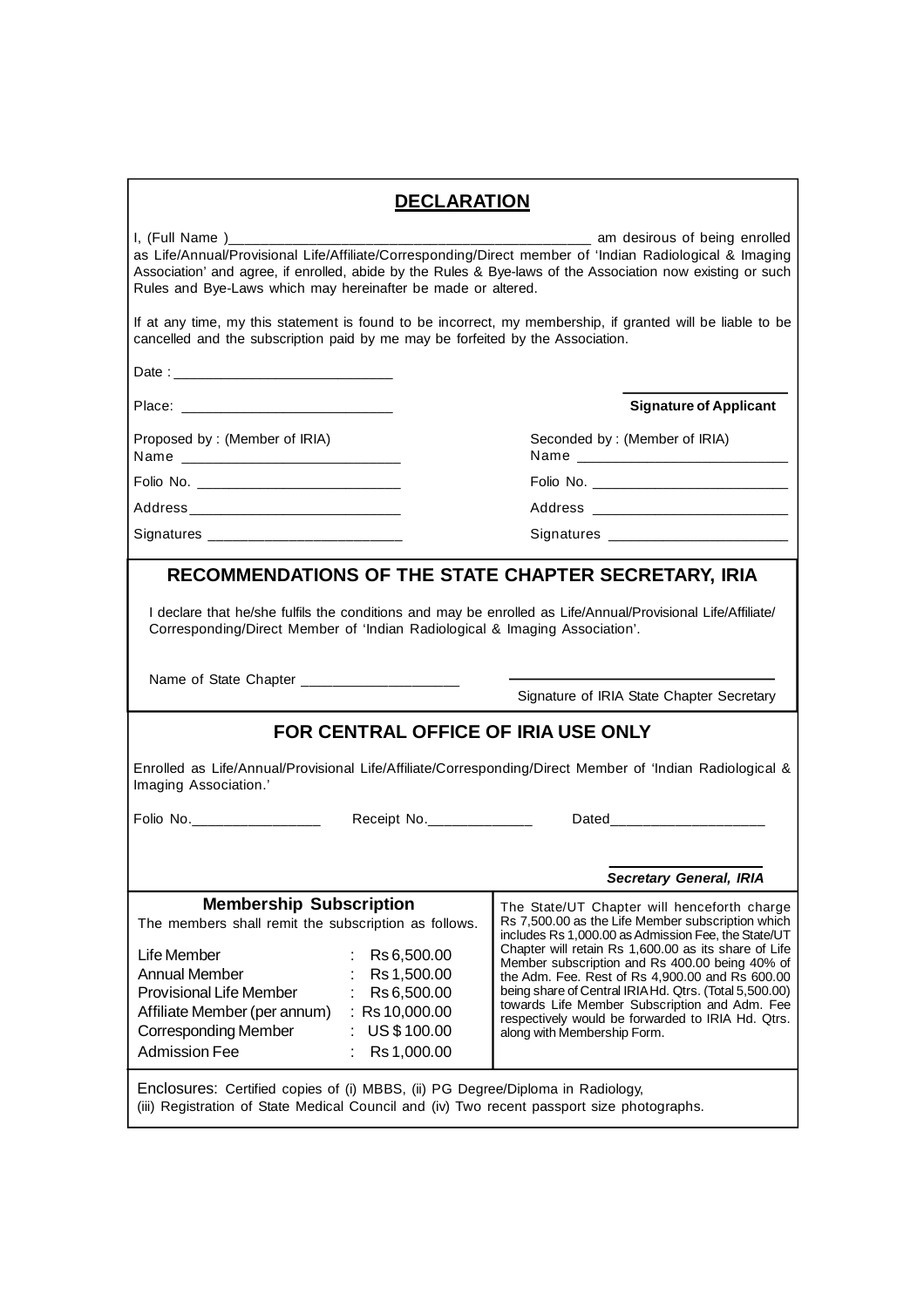## DECLARATION

I, (Full Name )_______________________________________________ am desirous of being enrolled as Life/Annual/Provisional Life/Affiliate/Corresponding/Direct member of 'Indian Radiological & Imaging Association' and agree, if enrolled, abide by the Rules & Bye-laws of the Association now existing or such Rules and Bye-Laws which may hereinafter be made or altered.

If at any time, my this statement is found to be incorrect, my membership, if granted will be liable to be cancelled and the subscription paid by me may be forfeited by the Association.

Date : ____________________________

Place: ___________________________

**Signature of Applicant**

| Proposed by : (Member of IRIA) | Seconded by : (Member of IRIA) |
|---|---|
| Name ___________________________ | Name __________________________ |
| Folio No. _________________________ | Folio No. ________________________ |
| Address__________________________ | Address ________________________ |
| Signatures ________________________ | Signatures ______________________ |

## RECOMMENDATIONS OF THE STATE CHAPTER SECRETARY, IRIA

I declare that he/she fulfils the conditions and may be enrolled as Life/Annual/Provisional Life/Affiliate/Corresponding/Direct Member of 'Indian Radiological & Imaging Association'.

Name of State Chapter ____________________

Signature of IRIA State Chapter Secretary

## FOR CENTRAL OFFICE OF IRIA USE ONLY

Enrolled as Life/Annual/Provisional Life/Affiliate/Corresponding/Direct Member of 'Indian Radiological & Imaging Association.'

Folio No.________________ Receipt No._____________ Dated___________________

***Secretary General, IRIA***

### Membership Subscription

The members shall remit the subscription as follows.

| | |
|---|---|
| Life Member | : Rs 6,500.00 |
| Annual Member | : Rs 1,500.00 |
| Provisional Life Member | : Rs 6,500.00 |
| Affiliate Member (per annum) | : Rs 10,000.00 |
| Corresponding Member | : US $ 100.00 |
| Admission Fee | : Rs 1,000.00 |

The State/UT Chapter will henceforth charge Rs 7,500.00 as the Life Member subscription which includes Rs 1,000.00 as Admission Fee, the State/UT Chapter will retain Rs 1,600.00 as its share of Life Member subscription and Rs 400.00 being 40% of the Adm. Fee. Rest of Rs 4,900.00 and Rs 600.00 being share of Central IRIA Hd. Qtrs. (Total 5,500.00) towards Life Member Subscription and Adm. Fee respectively would be forwarded to IRIA Hd. Qtrs. along with Membership Form.

Enclosures: Certified copies of (i) MBBS, (ii) PG Degree/Diploma in Radiology, (iii) Registration of State Medical Council and (iv) Two recent passport size photographs.